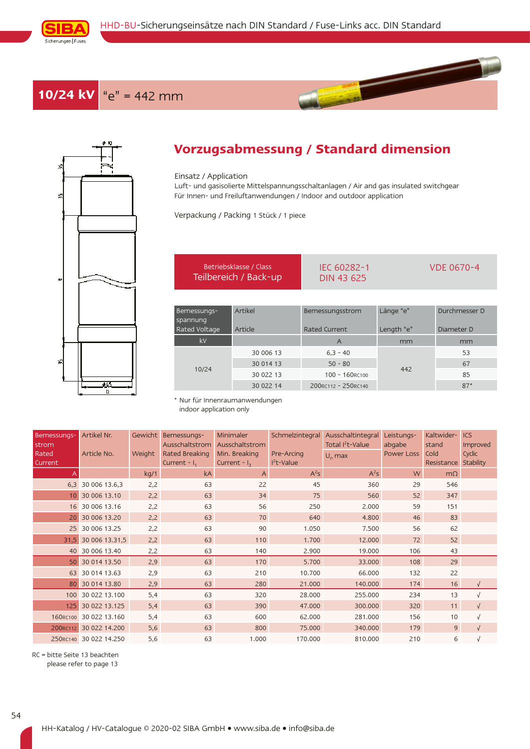# HHD-BU-Sicherungseinsätze nach DIN Standard / Fuse-Links acc. DIN Standard

## 10/24 kV "e" = 442 mm

## Vorzugsabmessung / Standard dimension

Einsatz / Application
Luft- und gasisolierte Mittelspannungsschaltanlagen / Air and gas insulated switchgear
Für Innen- und Freiluftanwendungen / Indoor and outdoor application

Verpackung / Packing 1 Stück / 1 piece

| Betriebsklasse / Class Teilbereich / Back-up | IEC 60282-1 DIN 43 625 | VDE 0670-4 |
|---|---|---|

| Bemessungs-spannung Rated Voltage | Artikel Article | Bemessungsstrom Rated Current | Länge "e" Length "e" | Durchmesser D Diameter D |
|---|---|---|---|---|
| kV | | A | mm | mm |
| 10/24 | 30 006 13 | 6,3 - 40 | 442 | 53 |
| | 30 014 13 | 50 - 80 | | 67 |
| | 30 022 13 | 100 - 160RC100 | | 85 |
| | 30 022 14 | 200RC112 - 250RC140 | | 87* |

\* Nur für Innenraumanwendungen
indoor application only

| Bemessungs-strom Rated Current | Artikel Nr. Article No. | Gewicht Weight | Bemessungs-Ausschaltstrom Rated Breaking Current - $I_1$ | Minimaler Ausschaltstrom Min. Breaking Current - $I_3$ | Schmelzintegral Pre-Arcing $I^2t$-Value | Ausschaltintegral Total $I^2t$-Value $U_n$ max | Leistungs-abgabe Power Loss | Kaltwider-stand Cold Resistance | ICS Improved Cyclic Stability |
|---|---|---|---|---|---|---|---|---|---|
| A | | kg/1 | kA | A | $A^2s$ | $A^2s$ | W | mΩ | |
| 6,3 | 30 006 13.6,3 | 2,2 | 63 | 22 | 45 | 360 | 29 | 546 | |
| 10 | 30 006 13.10 | 2,2 | 63 | 34 | 75 | 560 | 52 | 347 | |
| 16 | 30 006 13.16 | 2,2 | 63 | 56 | 250 | 2.000 | 59 | 151 | |
| 20 | 30 006 13.20 | 2,2 | 63 | 70 | 640 | 4.800 | 46 | 83 | |
| 25 | 30 006 13.25 | 2,2 | 63 | 90 | 1.050 | 7.500 | 56 | 62 | |
| 31,5 | 30 006 13.31,5 | 2,2 | 63 | 110 | 1.700 | 12.000 | 72 | 52 | |
| 40 | 30 006 13.40 | 2,2 | 63 | 140 | 2.900 | 19.000 | 106 | 43 | |
| 50 | 30 014 13.50 | 2,9 | 63 | 170 | 5.700 | 33.000 | 108 | 29 | |
| 63 | 30 014 13.63 | 2,9 | 63 | 210 | 10.700 | 66.000 | 132 | 22 | |
| 80 | 30 014 13.80 | 2,9 | 63 | 280 | 21.000 | 140.000 | 174 | 16 | √ |
| 100 | 30 022 13.100 | 5,4 | 63 | 320 | 28.000 | 255.000 | 234 | 13 | √ |
| 125 | 30 022 13.125 | 5,4 | 63 | 390 | 47.000 | 300.000 | 320 | 11 | √ |
| 160RC100 | 30 022 13.160 | 5,4 | 63 | 600 | 62.000 | 281.000 | 156 | 10 | √ |
| 200RC112 | 30 022 14.200 | 5,6 | 63 | 800 | 75.000 | 340.000 | 179 | 9 | √ |
| 250RC140 | 30 022 14.250 | 5,6 | 63 | 1.000 | 170.000 | 810.000 | 210 | 6 | √ |

RC = bitte Seite 13 beachten
please refer to page 13

HH-Katalog / HV-Catalogue © 2020-02 SIBA GmbH • www.siba.de • info@siba.de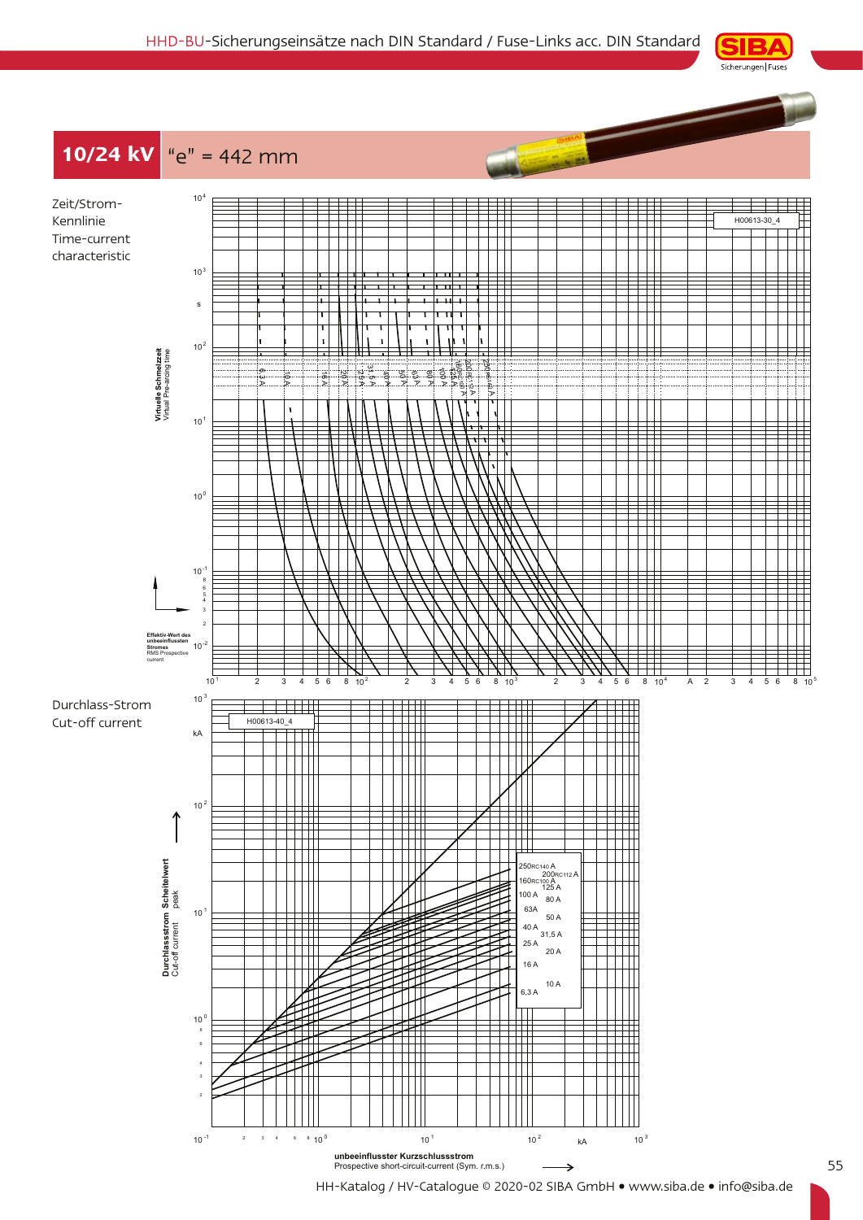HHD-BU-Sicherungseinsätze nach DIN Standard / Fuse-Links acc. DIN Standard

# 10/24 kV "e" = 442 mm

## Zeit/Strom-Kennlinie
Time-current characteristic

H00613-30_4

Virtuelle Schmelzzeit
Virtual Pre-arcing time

s

6,3 A
10 A
16 A
20 A
25 A
31,5 A
40 A
50 A
63 A
80 A
100 A
125 A
160 RC100 A
200 RC112 A
250 RC140 A

Effektiv-Wert des unbeeinflussten Stromes
RMS Prospective current

A

## Durchlass-Strom
Cut-off current

H00613-40_4

Durchlassstrom Scheitelwert
Cut-off current peak

kA

250RC140 A
200RC112 A
160RC100 A
125 A
100 A
80 A
63A
50 A
40 A
31,5 A
25 A
20 A
16 A
10 A
6,3 A

unbeeinflusster Kurzschlussstrom
Prospective short-circuit-current (Sym. r.m.s.)

kA

HH-Katalog / HV-Catalogue © 2020-02 SIBA GmbH • www.siba.de • info@siba.de